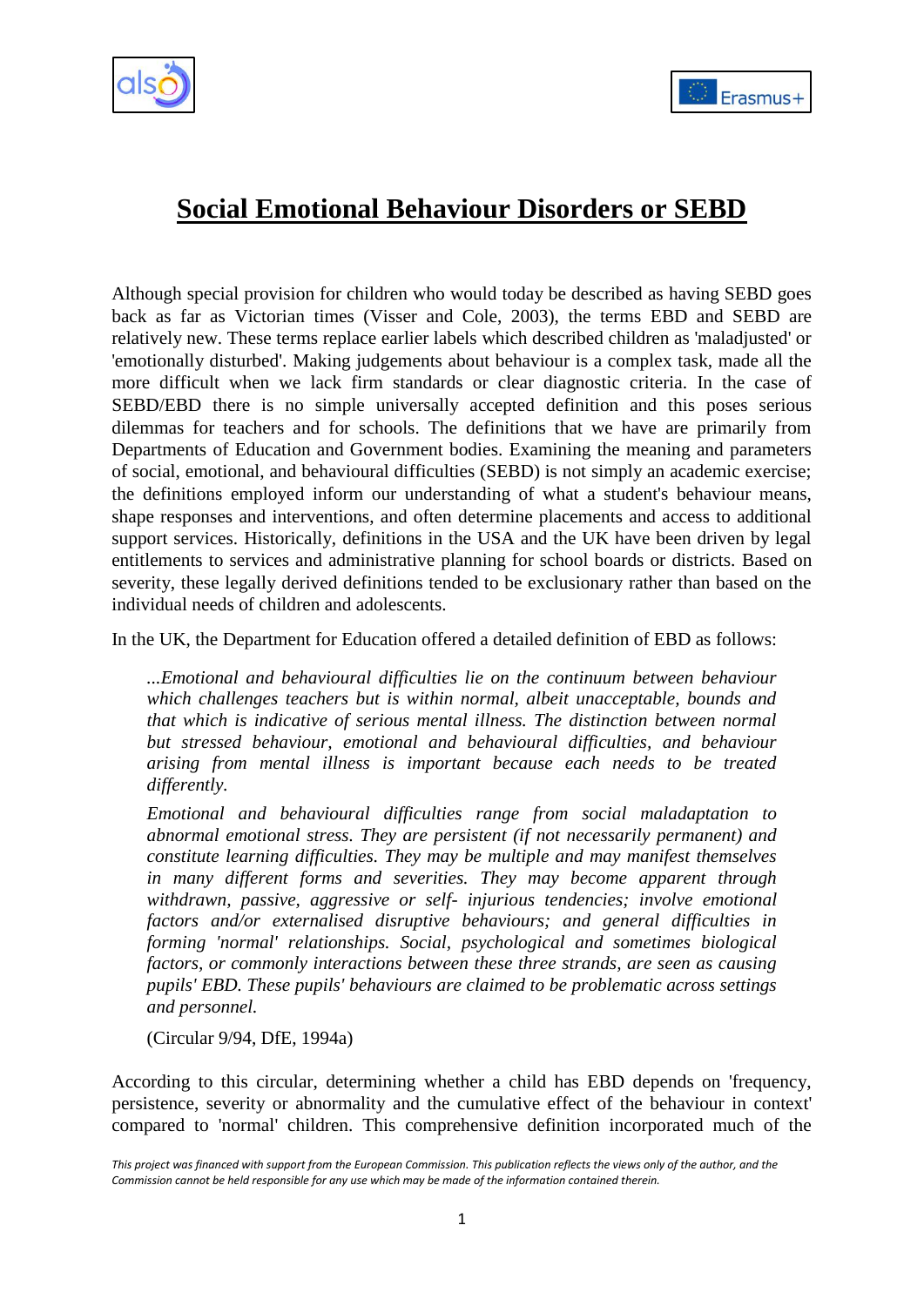# Social Emotional Behaviour Disorders or SEBD

Although special provision for children who would today be described as having SEBD goes back as far as Victorian times (Visser and Cole, 2003), the terms EBD and SEBD are relatively new. These terms replace earlier labels which described children as 'maladjusted' or 'emotionally disturbed'. Making judgements about behaviour is a complex task, made all the more difficult when we lack firm standards or clear diagnostic criteria. In the case of SEBD/EBD there is no simple universally accepted definition and this poses serious dilemmas for teachers and for schools. The definitions that we have are primarily from Departments of Education and Government bodies. Examining the meaning and parameters of social, emotional, and behavioural difficulties (SEBD) is not simply an academic exercise; the definitions employed inform our understanding of what a student's behaviour means, shape responses and interventions, and often determine placements and access to additional support services. Historically, definitions in the USA and the UK have been driven by legal entitlements to services and administrative planning for school boards or districts. Based on severity, these legally derived definitions tended to be exclusionary rather than based on the individual needs of children and adolescents.

In the UK, the Department for Education offered a detailed definition of EBD as follows:

> *...Emotional and behavioural difficulties lie on the continuum between behaviour which challenges teachers but is within normal, albeit unacceptable, bounds and that which is indicative of serious mental illness. The distinction between normal but stressed behaviour, emotional and behavioural difficulties, and behaviour arising from mental illness is important because each needs to be treated differently.*
>
> *Emotional and behavioural difficulties range from social maladaptation to abnormal emotional stress. They are persistent (if not necessarily permanent) and constitute learning difficulties. They may be multiple and may manifest themselves in many different forms and severities. They may become apparent through withdrawn, passive, aggressive or self- injurious tendencies; involve emotional factors and/or externalised disruptive behaviours; and general difficulties in forming 'normal' relationships. Social, psychological and sometimes biological factors, or commonly interactions between these three strands, are seen as causing pupils' EBD. These pupils' behaviours are claimed to be problematic across settings and personnel.*
>
> (Circular 9/94, DfE, 1994a)

According to this circular, determining whether a child has EBD depends on 'frequency, persistence, severity or abnormality and the cumulative effect of the behaviour in context' compared to 'normal' children. This comprehensive definition incorporated much of the

*This project was financed with support from the European Commission. This publication reflects the views only of the author, and the Commission cannot be held responsible for any use which may be made of the information contained therein.*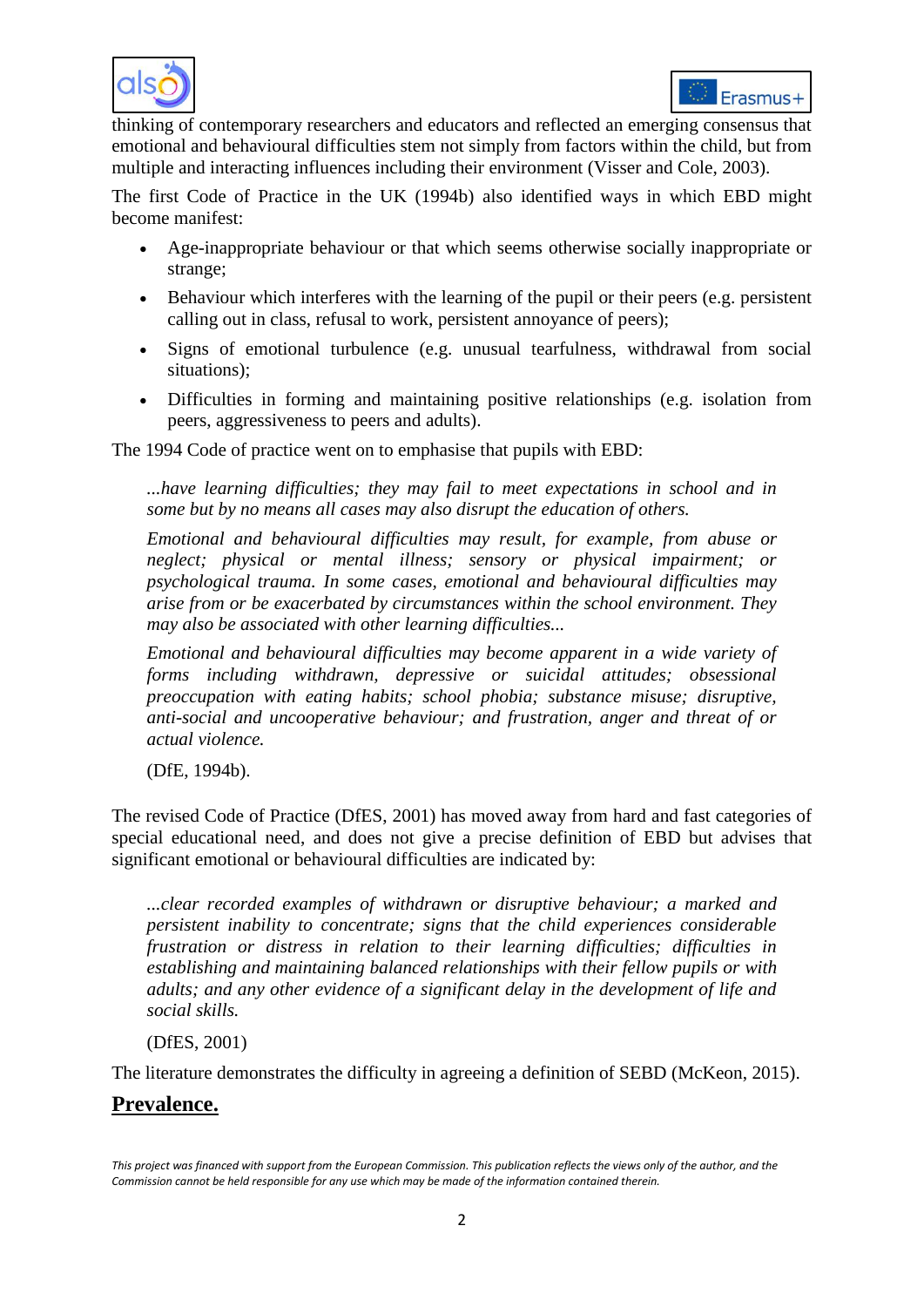thinking of contemporary researchers and educators and reflected an emerging consensus that emotional and behavioural difficulties stem not simply from factors within the child, but from multiple and interacting influences including their environment (Visser and Cole, 2003).

The first Code of Practice in the UK (1994b) also identified ways in which EBD might become manifest:

- Age-inappropriate behaviour or that which seems otherwise socially inappropriate or strange;
- Behaviour which interferes with the learning of the pupil or their peers (e.g. persistent calling out in class, refusal to work, persistent annoyance of peers);
- Signs of emotional turbulence (e.g. unusual tearfulness, withdrawal from social situations);
- Difficulties in forming and maintaining positive relationships (e.g. isolation from peers, aggressiveness to peers and adults).

The 1994 Code of practice went on to emphasise that pupils with EBD:

> *...have learning difficulties; they may fail to meet expectations in school and in some but by no means all cases may also disrupt the education of others.*
>
> *Emotional and behavioural difficulties may result, for example, from abuse or neglect; physical or mental illness; sensory or physical impairment; or psychological trauma. In some cases, emotional and behavioural difficulties may arise from or be exacerbated by circumstances within the school environment. They may also be associated with other learning difficulties...*
>
> *Emotional and behavioural difficulties may become apparent in a wide variety of forms including withdrawn, depressive or suicidal attitudes; obsessional preoccupation with eating habits; school phobia; substance misuse; disruptive, anti-social and uncooperative behaviour; and frustration, anger and threat of or actual violence.*
>
> (DfE, 1994b).

The revised Code of Practice (DfES, 2001) has moved away from hard and fast categories of special educational need, and does not give a precise definition of EBD but advises that significant emotional or behavioural difficulties are indicated by:

> *...clear recorded examples of withdrawn or disruptive behaviour; a marked and persistent inability to concentrate; signs that the child experiences considerable frustration or distress in relation to their learning difficulties; difficulties in establishing and maintaining balanced relationships with their fellow pupils or with adults; and any other evidence of a significant delay in the development of life and social skills.*
>
> (DfES, 2001)

The literature demonstrates the difficulty in agreeing a definition of SEBD (McKeon, 2015).

## Prevalence.

*This project was financed with support from the European Commission. This publication reflects the views only of the author, and the Commission cannot be held responsible for any use which may be made of the information contained therein.*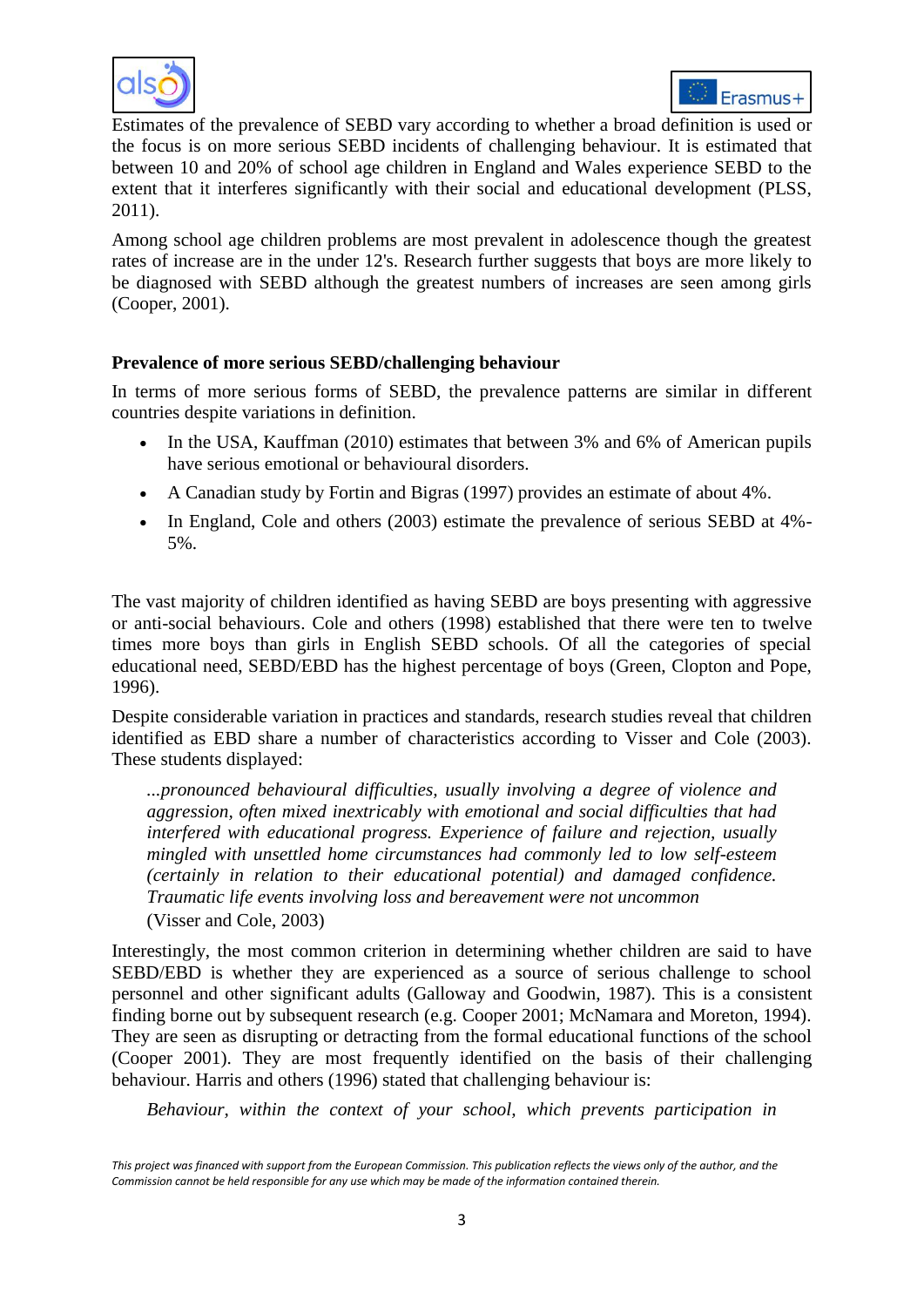Estimates of the prevalence of SEBD vary according to whether a broad definition is used or the focus is on more serious SEBD incidents of challenging behaviour. It is estimated that between 10 and 20% of school age children in England and Wales experience SEBD to the extent that it interferes significantly with their social and educational development (PLSS, 2011).

Among school age children problems are most prevalent in adolescence though the greatest rates of increase are in the under 12's. Research further suggests that boys are more likely to be diagnosed with SEBD although the greatest numbers of increases are seen among girls (Cooper, 2001).

**Prevalence of more serious SEBD/challenging behaviour**

In terms of more serious forms of SEBD, the prevalence patterns are similar in different countries despite variations in definition.

- In the USA, Kauffman (2010) estimates that between 3% and 6% of American pupils have serious emotional or behavioural disorders.
- A Canadian study by Fortin and Bigras (1997) provides an estimate of about 4%.
- In England, Cole and others (2003) estimate the prevalence of serious SEBD at 4%-5%.

The vast majority of children identified as having SEBD are boys presenting with aggressive or anti-social behaviours. Cole and others (1998) established that there were ten to twelve times more boys than girls in English SEBD schools. Of all the categories of special educational need, SEBD/EBD has the highest percentage of boys (Green, Clopton and Pope, 1996).

Despite considerable variation in practices and standards, research studies reveal that children identified as EBD share a number of characteristics according to Visser and Cole (2003). These students displayed:

> *...pronounced behavioural difficulties, usually involving a degree of violence and aggression, often mixed inextricably with emotional and social difficulties that had interfered with educational progress. Experience of failure and rejection, usually mingled with unsettled home circumstances had commonly led to low self-esteem (certainly in relation to their educational potential) and damaged confidence. Traumatic life events involving loss and bereavement were not uncommon*
>
> (Visser and Cole, 2003)

Interestingly, the most common criterion in determining whether children are said to have SEBD/EBD is whether they are experienced as a source of serious challenge to school personnel and other significant adults (Galloway and Goodwin, 1987). This is a consistent finding borne out by subsequent research (e.g. Cooper 2001; McNamara and Moreton, 1994). They are seen as disrupting or detracting from the formal educational functions of the school (Cooper 2001). They are most frequently identified on the basis of their challenging behaviour. Harris and others (1996) stated that challenging behaviour is:

> *Behaviour, within the context of your school, which prevents participation in*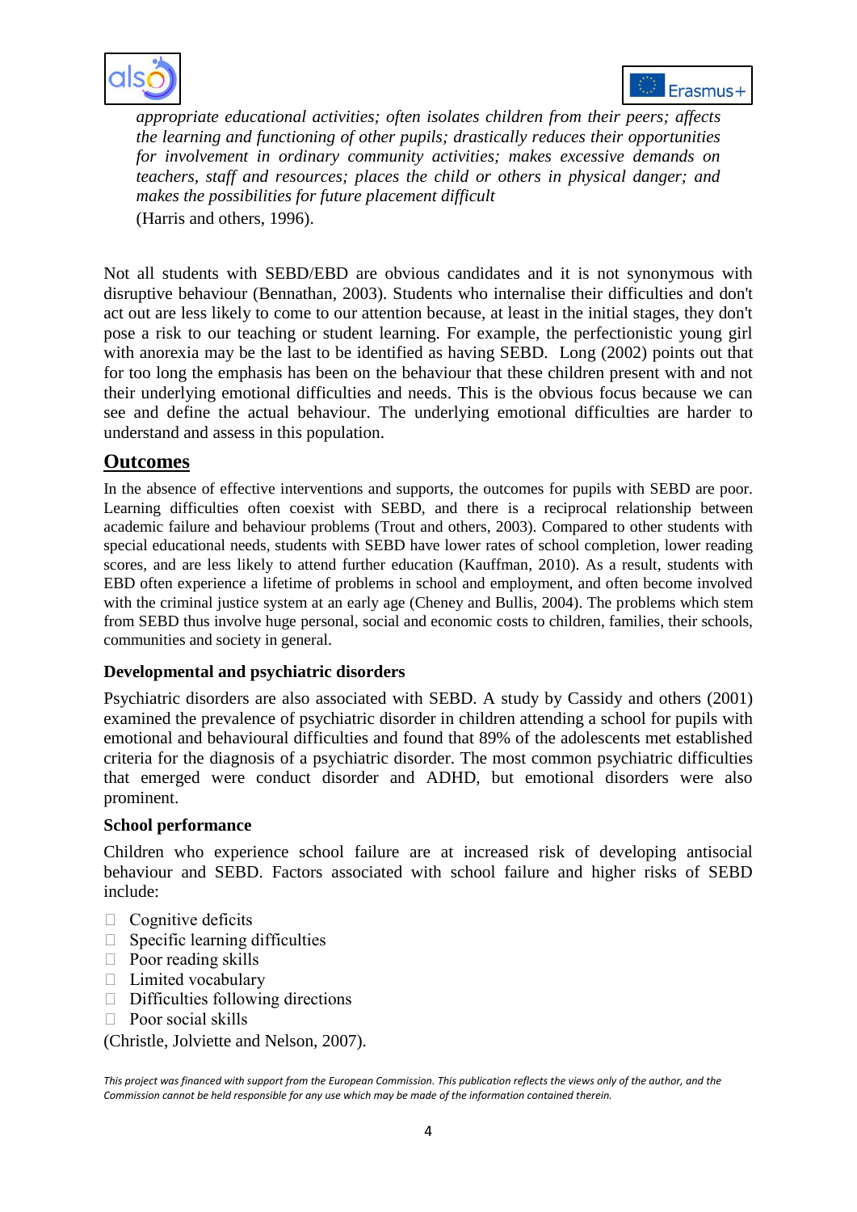*appropriate educational activities; often isolates children from their peers; affects the learning and functioning of other pupils; drastically reduces their opportunities for involvement in ordinary community activities; makes excessive demands on teachers, staff and resources; places the child or others in physical danger; and makes the possibilities for future placement difficult*

(Harris and others, 1996).

Not all students with SEBD/EBD are obvious candidates and it is not synonymous with disruptive behaviour (Bennathan, 2003). Students who internalise their difficulties and don't act out are less likely to come to our attention because, at least in the initial stages, they don't pose a risk to our teaching or student learning. For example, the perfectionistic young girl with anorexia may be the last to be identified as having SEBD. Long (2002) points out that for too long the emphasis has been on the behaviour that these children present with and not their underlying emotional difficulties and needs. This is the obvious focus because we can see and define the actual behaviour. The underlying emotional difficulties are harder to understand and assess in this population.

## Outcomes

In the absence of effective interventions and supports, the outcomes for pupils with SEBD are poor. Learning difficulties often coexist with SEBD, and there is a reciprocal relationship between academic failure and behaviour problems (Trout and others, 2003). Compared to other students with special educational needs, students with SEBD have lower rates of school completion, lower reading scores, and are less likely to attend further education (Kauffman, 2010). As a result, students with EBD often experience a lifetime of problems in school and employment, and often become involved with the criminal justice system at an early age (Cheney and Bullis, 2004). The problems which stem from SEBD thus involve huge personal, social and economic costs to children, families, their schools, communities and society in general.

### Developmental and psychiatric disorders

Psychiatric disorders are also associated with SEBD. A study by Cassidy and others (2001) examined the prevalence of psychiatric disorder in children attending a school for pupils with emotional and behavioural difficulties and found that 89% of the adolescents met established criteria for the diagnosis of a psychiatric disorder. The most common psychiatric difficulties that emerged were conduct disorder and ADHD, but emotional disorders were also prominent.

### School performance

Children who experience school failure are at increased risk of developing antisocial behaviour and SEBD. Factors associated with school failure and higher risks of SEBD include:

- Cognitive deficits
- Specific learning difficulties
- Poor reading skills
- Limited vocabulary
- Difficulties following directions
- Poor social skills

(Christle, Jolviette and Nelson, 2007).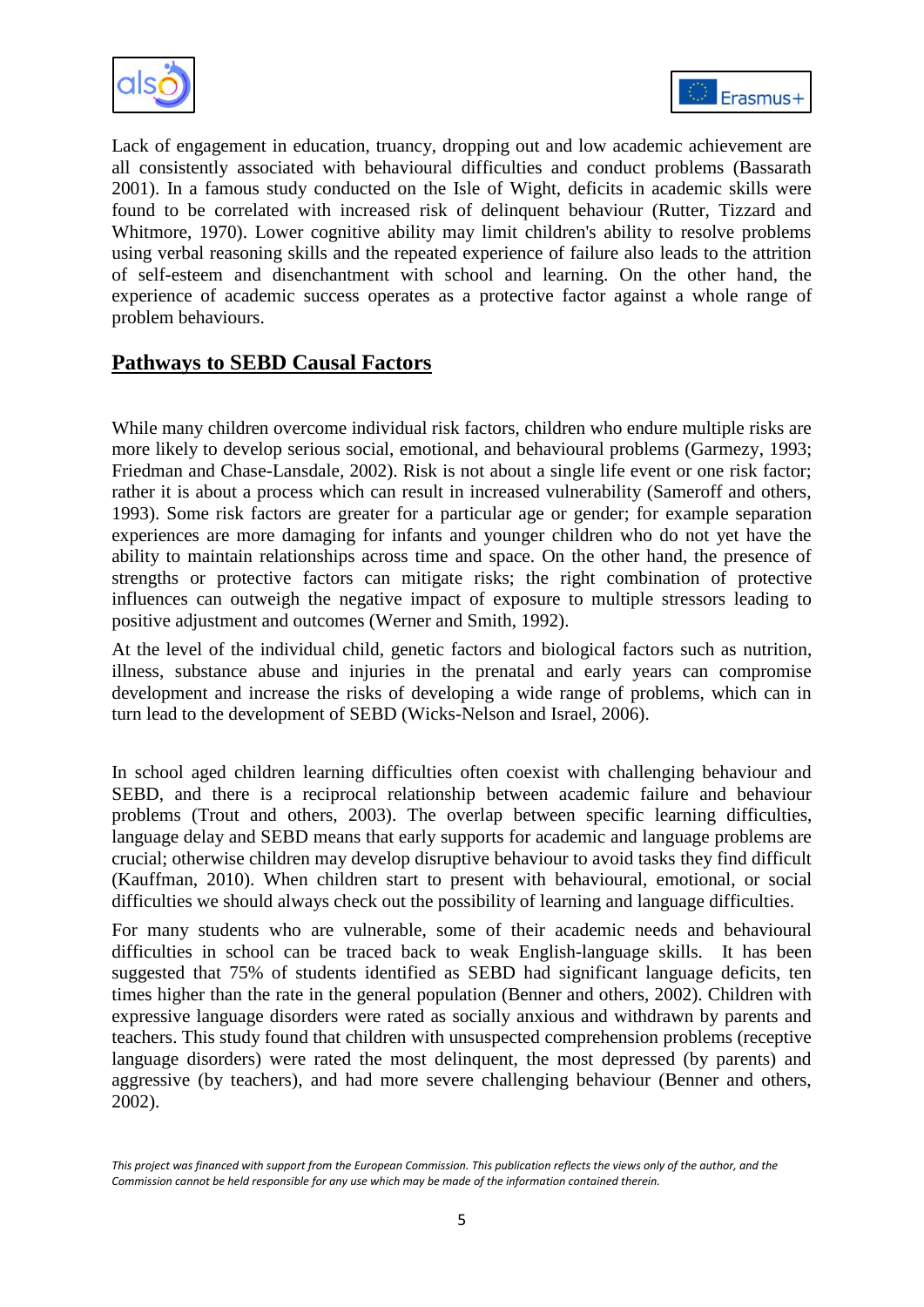Lack of engagement in education, truancy, dropping out and low academic achievement are all consistently associated with behavioural difficulties and conduct problems (Bassarath 2001). In a famous study conducted on the Isle of Wight, deficits in academic skills were found to be correlated with increased risk of delinquent behaviour (Rutter, Tizzard and Whitmore, 1970). Lower cognitive ability may limit children's ability to resolve problems using verbal reasoning skills and the repeated experience of failure also leads to the attrition of self-esteem and disenchantment with school and learning. On the other hand, the experience of academic success operates as a protective factor against a whole range of problem behaviours.

## Pathways to SEBD Causal Factors

While many children overcome individual risk factors, children who endure multiple risks are more likely to develop serious social, emotional, and behavioural problems (Garmezy, 1993; Friedman and Chase-Lansdale, 2002). Risk is not about a single life event or one risk factor; rather it is about a process which can result in increased vulnerability (Sameroff and others, 1993). Some risk factors are greater for a particular age or gender; for example separation experiences are more damaging for infants and younger children who do not yet have the ability to maintain relationships across time and space. On the other hand, the presence of strengths or protective factors can mitigate risks; the right combination of protective influences can outweigh the negative impact of exposure to multiple stressors leading to positive adjustment and outcomes (Werner and Smith, 1992).

At the level of the individual child, genetic factors and biological factors such as nutrition, illness, substance abuse and injuries in the prenatal and early years can compromise development and increase the risks of developing a wide range of problems, which can in turn lead to the development of SEBD (Wicks-Nelson and Israel, 2006).

In school aged children learning difficulties often coexist with challenging behaviour and SEBD, and there is a reciprocal relationship between academic failure and behaviour problems (Trout and others, 2003). The overlap between specific learning difficulties, language delay and SEBD means that early supports for academic and language problems are crucial; otherwise children may develop disruptive behaviour to avoid tasks they find difficult (Kauffman, 2010). When children start to present with behavioural, emotional, or social difficulties we should always check out the possibility of learning and language difficulties.

For many students who are vulnerable, some of their academic needs and behavioural difficulties in school can be traced back to weak English-language skills. It has been suggested that 75% of students identified as SEBD had significant language deficits, ten times higher than the rate in the general population (Benner and others, 2002). Children with expressive language disorders were rated as socially anxious and withdrawn by parents and teachers. This study found that children with unsuspected comprehension problems (receptive language disorders) were rated the most delinquent, the most depressed (by parents) and aggressive (by teachers), and had more severe challenging behaviour (Benner and others, 2002).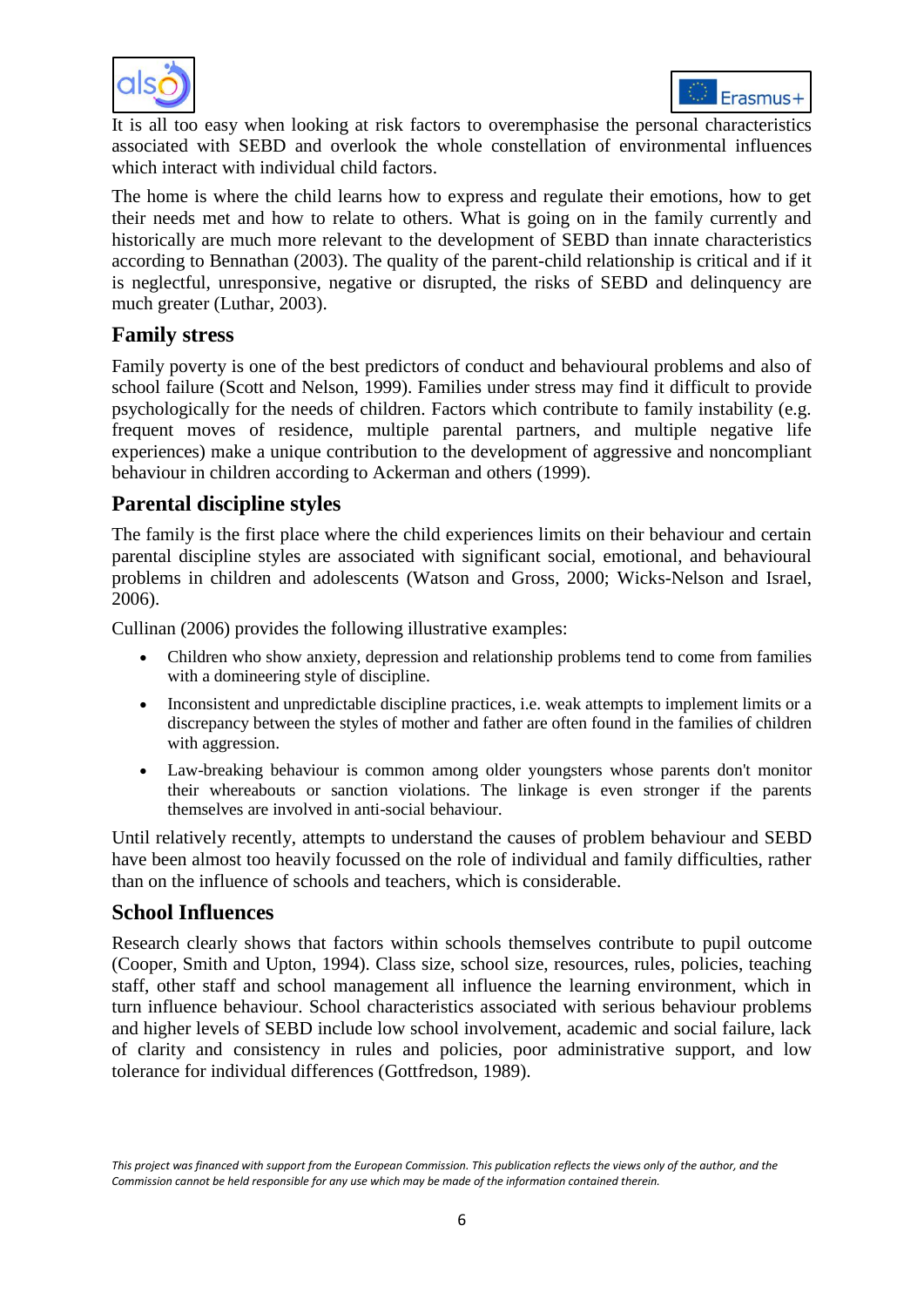It is all too easy when looking at risk factors to overemphasise the personal characteristics associated with SEBD and overlook the whole constellation of environmental influences which interact with individual child factors.

The home is where the child learns how to express and regulate their emotions, how to get their needs met and how to relate to others. What is going on in the family currently and historically are much more relevant to the development of SEBD than innate characteristics according to Bennathan (2003). The quality of the parent-child relationship is critical and if it is neglectful, unresponsive, negative or disrupted, the risks of SEBD and delinquency are much greater (Luthar, 2003).

## Family stress

Family poverty is one of the best predictors of conduct and behavioural problems and also of school failure (Scott and Nelson, 1999). Families under stress may find it difficult to provide psychologically for the needs of children. Factors which contribute to family instability (e.g. frequent moves of residence, multiple parental partners, and multiple negative life experiences) make a unique contribution to the development of aggressive and noncompliant behaviour in children according to Ackerman and others (1999).

## Parental discipline styles

The family is the first place where the child experiences limits on their behaviour and certain parental discipline styles are associated with significant social, emotional, and behavioural problems in children and adolescents (Watson and Gross, 2000; Wicks-Nelson and Israel, 2006).

Cullinan (2006) provides the following illustrative examples:

- Children who show anxiety, depression and relationship problems tend to come from families with a domineering style of discipline.
- Inconsistent and unpredictable discipline practices, i.e. weak attempts to implement limits or a discrepancy between the styles of mother and father are often found in the families of children with aggression.
- Law-breaking behaviour is common among older youngsters whose parents don't monitor their whereabouts or sanction violations. The linkage is even stronger if the parents themselves are involved in anti-social behaviour.

Until relatively recently, attempts to understand the causes of problem behaviour and SEBD have been almost too heavily focussed on the role of individual and family difficulties, rather than on the influence of schools and teachers, which is considerable.

## School Influences

Research clearly shows that factors within schools themselves contribute to pupil outcome (Cooper, Smith and Upton, 1994). Class size, school size, resources, rules, policies, teaching staff, other staff and school management all influence the learning environment, which in turn influence behaviour. School characteristics associated with serious behaviour problems and higher levels of SEBD include low school involvement, academic and social failure, lack of clarity and consistency in rules and policies, poor administrative support, and low tolerance for individual differences (Gottfredson, 1989).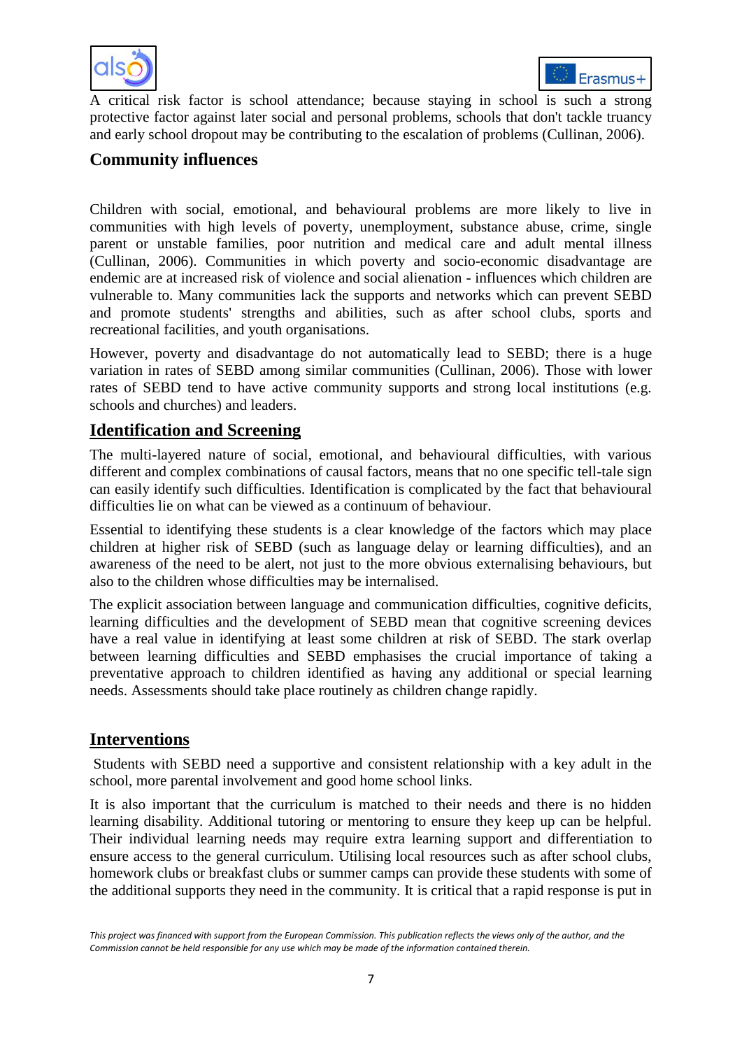A critical risk factor is school attendance; because staying in school is such a strong protective factor against later social and personal problems, schools that don't tackle truancy and early school dropout may be contributing to the escalation of problems (Cullinan, 2006).

### Community influences

Children with social, emotional, and behavioural problems are more likely to live in communities with high levels of poverty, unemployment, substance abuse, crime, single parent or unstable families, poor nutrition and medical care and adult mental illness (Cullinan, 2006). Communities in which poverty and socio-economic disadvantage are endemic are at increased risk of violence and social alienation - influences which children are vulnerable to. Many communities lack the supports and networks which can prevent SEBD and promote students' strengths and abilities, such as after school clubs, sports and recreational facilities, and youth organisations.

However, poverty and disadvantage do not automatically lead to SEBD; there is a huge variation in rates of SEBD among similar communities (Cullinan, 2006). Those with lower rates of SEBD tend to have active community supports and strong local institutions (e.g. schools and churches) and leaders.

## Identification and Screening

The multi-layered nature of social, emotional, and behavioural difficulties, with various different and complex combinations of causal factors, means that no one specific tell-tale sign can easily identify such difficulties. Identification is complicated by the fact that behavioural difficulties lie on what can be viewed as a continuum of behaviour.

Essential to identifying these students is a clear knowledge of the factors which may place children at higher risk of SEBD (such as language delay or learning difficulties), and an awareness of the need to be alert, not just to the more obvious externalising behaviours, but also to the children whose difficulties may be internalised.

The explicit association between language and communication difficulties, cognitive deficits, learning difficulties and the development of SEBD mean that cognitive screening devices have a real value in identifying at least some children at risk of SEBD. The stark overlap between learning difficulties and SEBD emphasises the crucial importance of taking a preventative approach to children identified as having any additional or special learning needs. Assessments should take place routinely as children change rapidly.

## Interventions

Students with SEBD need a supportive and consistent relationship with a key adult in the school, more parental involvement and good home school links.

It is also important that the curriculum is matched to their needs and there is no hidden learning disability. Additional tutoring or mentoring to ensure they keep up can be helpful. Their individual learning needs may require extra learning support and differentiation to ensure access to the general curriculum. Utilising local resources such as after school clubs, homework clubs or breakfast clubs or summer camps can provide these students with some of the additional supports they need in the community. It is critical that a rapid response is put in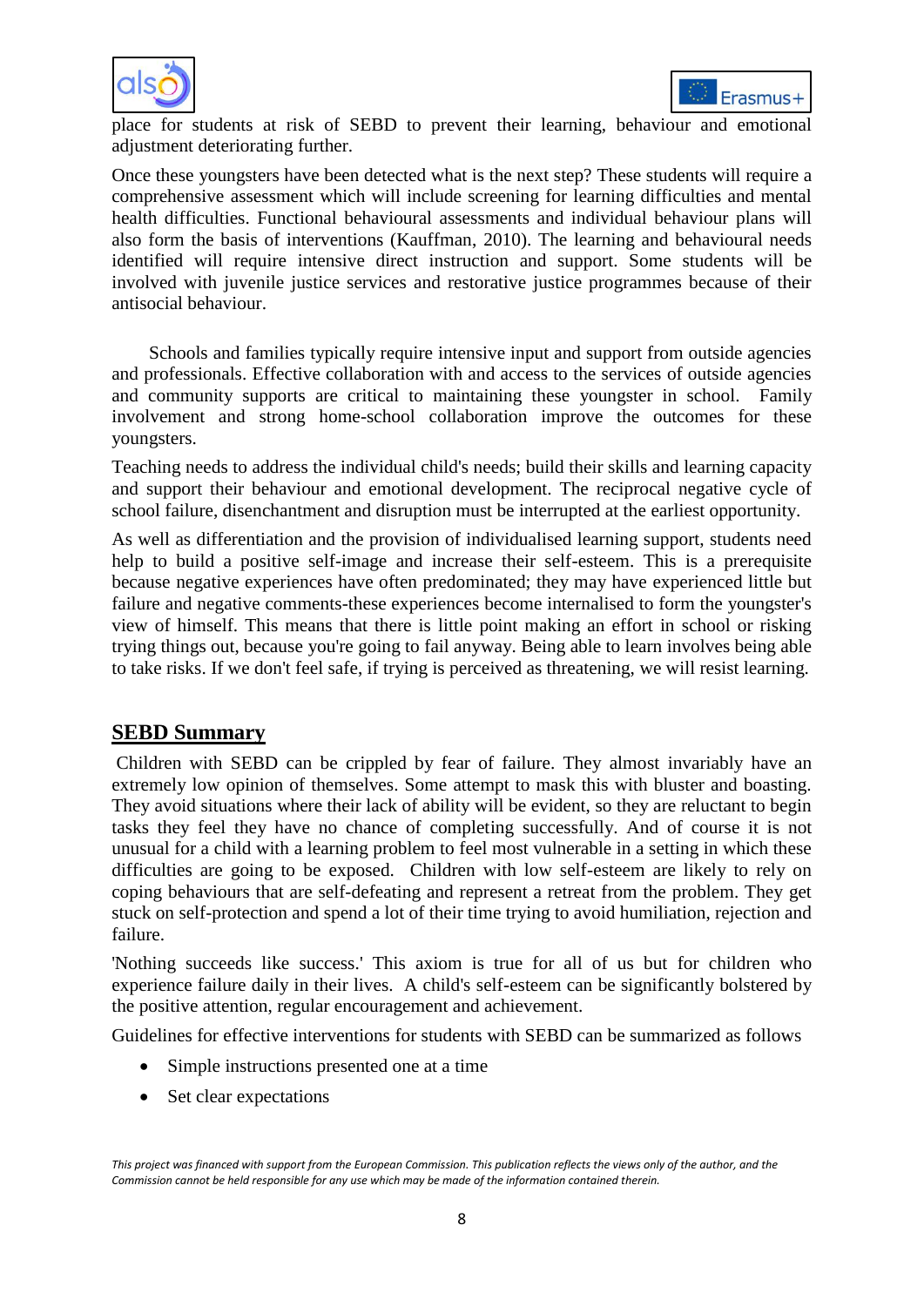place for students at risk of SEBD to prevent their learning, behaviour and emotional adjustment deteriorating further.

Once these youngsters have been detected what is the next step? These students will require a comprehensive assessment which will include screening for learning difficulties and mental health difficulties. Functional behavioural assessments and individual behaviour plans will also form the basis of interventions (Kauffman, 2010). The learning and behavioural needs identified will require intensive direct instruction and support. Some students will be involved with juvenile justice services and restorative justice programmes because of their antisocial behaviour.

Schools and families typically require intensive input and support from outside agencies and professionals. Effective collaboration with and access to the services of outside agencies and community supports are critical to maintaining these youngster in school. Family involvement and strong home-school collaboration improve the outcomes for these youngsters.

Teaching needs to address the individual child's needs; build their skills and learning capacity and support their behaviour and emotional development. The reciprocal negative cycle of school failure, disenchantment and disruption must be interrupted at the earliest opportunity.

As well as differentiation and the provision of individualised learning support, students need help to build a positive self-image and increase their self-esteem. This is a prerequisite because negative experiences have often predominated; they may have experienced little but failure and negative comments-these experiences become internalised to form the youngster's view of himself. This means that there is little point making an effort in school or risking trying things out, because you're going to fail anyway. Being able to learn involves being able to take risks. If we don't feel safe, if trying is perceived as threatening, we will resist learning.

## SEBD Summary

Children with SEBD can be crippled by fear of failure. They almost invariably have an extremely low opinion of themselves. Some attempt to mask this with bluster and boasting. They avoid situations where their lack of ability will be evident, so they are reluctant to begin tasks they feel they have no chance of completing successfully. And of course it is not unusual for a child with a learning problem to feel most vulnerable in a setting in which these difficulties are going to be exposed. Children with low self-esteem are likely to rely on coping behaviours that are self-defeating and represent a retreat from the problem. They get stuck on self-protection and spend a lot of their time trying to avoid humiliation, rejection and failure.

'Nothing succeeds like success.' This axiom is true for all of us but for children who experience failure daily in their lives. A child's self-esteem can be significantly bolstered by the positive attention, regular encouragement and achievement.

Guidelines for effective interventions for students with SEBD can be summarized as follows

- Simple instructions presented one at a time
- Set clear expectations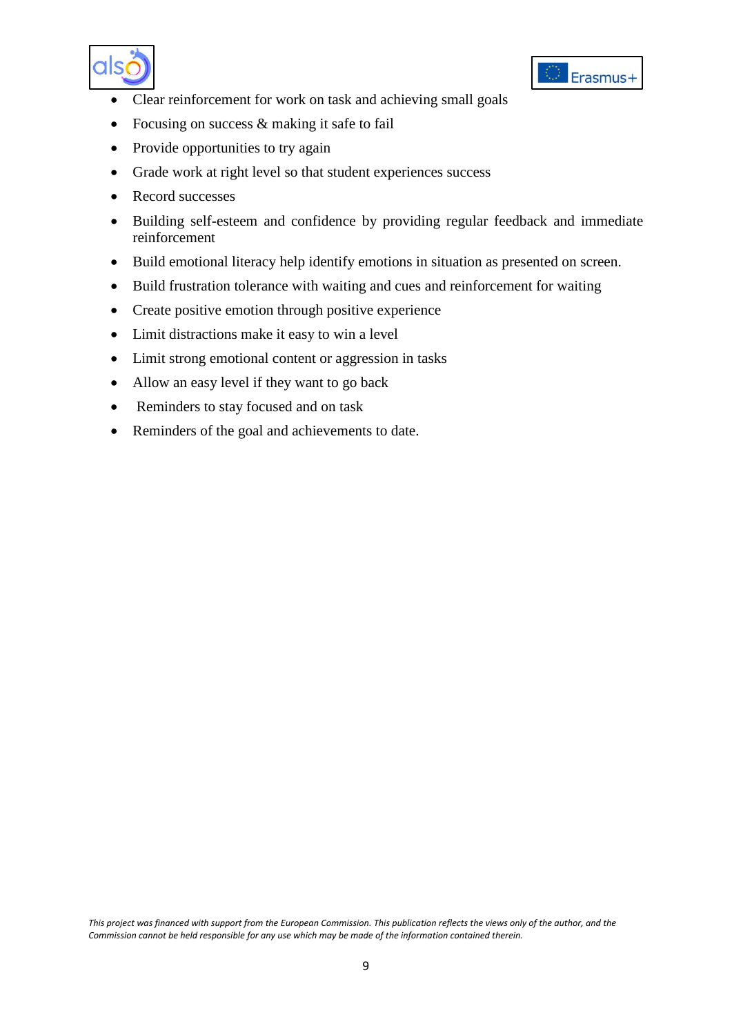- Clear reinforcement for work on task and achieving small goals
- Focusing on success & making it safe to fail
- Provide opportunities to try again
- Grade work at right level so that student experiences success
- Record successes
- Building self-esteem and confidence by providing regular feedback and immediate reinforcement
- Build emotional literacy help identify emotions in situation as presented on screen.
- Build frustration tolerance with waiting and cues and reinforcement for waiting
- Create positive emotion through positive experience
- Limit distractions make it easy to win a level
- Limit strong emotional content or aggression in tasks
- Allow an easy level if they want to go back
- Reminders to stay focused and on task
- Reminders of the goal and achievements to date.

*This project was financed with support from the European Commission. This publication reflects the views only of the author, and the Commission cannot be held responsible for any use which may be made of the information contained therein.*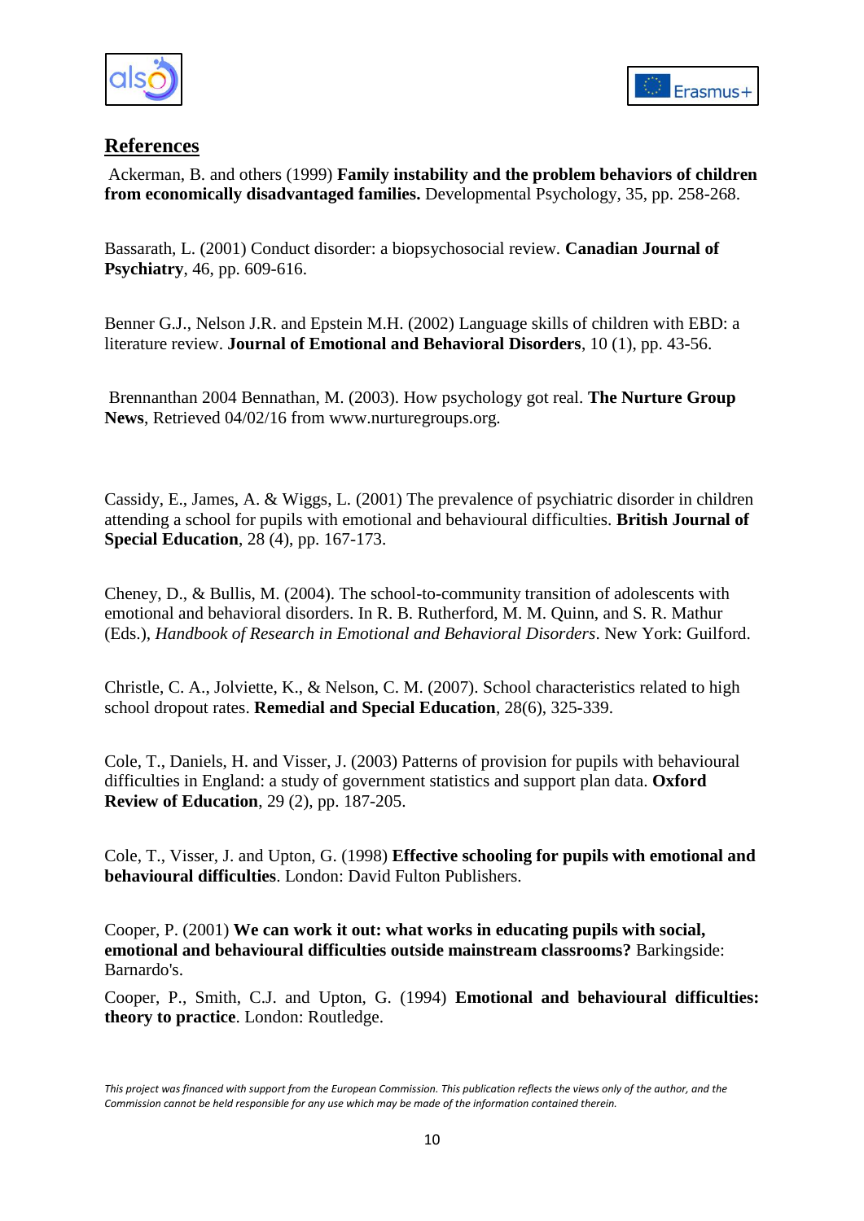## References

Ackerman, B. and others (1999) **Family instability and the problem behaviors of children from economically disadvantaged families.** Developmental Psychology, 35, pp. 258-268.

Bassarath, L. (2001) Conduct disorder: a biopsychosocial review. **Canadian Journal of Psychiatry**, 46, pp. 609-616.

Benner G.J., Nelson J.R. and Epstein M.H. (2002) Language skills of children with EBD: a literature review. **Journal of Emotional and Behavioral Disorders**, 10 (1), pp. 43-56.

Brennanthan 2004 Bennathan, M. (2003). How psychology got real. **The Nurture Group News**, Retrieved 04/02/16 from www.nurturegroups.org.

Cassidy, E., James, A. & Wiggs, L. (2001) The prevalence of psychiatric disorder in children attending a school for pupils with emotional and behavioural difficulties. **British Journal of Special Education**, 28 (4), pp. 167-173.

Cheney, D., & Bullis, M. (2004). The school-to-community transition of adolescents with emotional and behavioral disorders. In R. B. Rutherford, M. M. Quinn, and S. R. Mathur (Eds.), *Handbook of Research in Emotional and Behavioral Disorders*. New York: Guilford.

Christle, C. A., Jolviette, K., & Nelson, C. M. (2007). School characteristics related to high school dropout rates. **Remedial and Special Education**, 28(6), 325-339.

Cole, T., Daniels, H. and Visser, J. (2003) Patterns of provision for pupils with behavioural difficulties in England: a study of government statistics and support plan data. **Oxford Review of Education**, 29 (2), pp. 187-205.

Cole, T., Visser, J. and Upton, G. (1998) **Effective schooling for pupils with emotional and behavioural difficulties**. London: David Fulton Publishers.

Cooper, P. (2001) **We can work it out: what works in educating pupils with social, emotional and behavioural difficulties outside mainstream classrooms?** Barkingside: Barnardo's.

Cooper, P., Smith, C.J. and Upton, G. (1994) **Emotional and behavioural difficulties: theory to practice**. London: Routledge.

*This project was financed with support from the European Commission. This publication reflects the views only of the author, and the Commission cannot be held responsible for any use which may be made of the information contained therein.*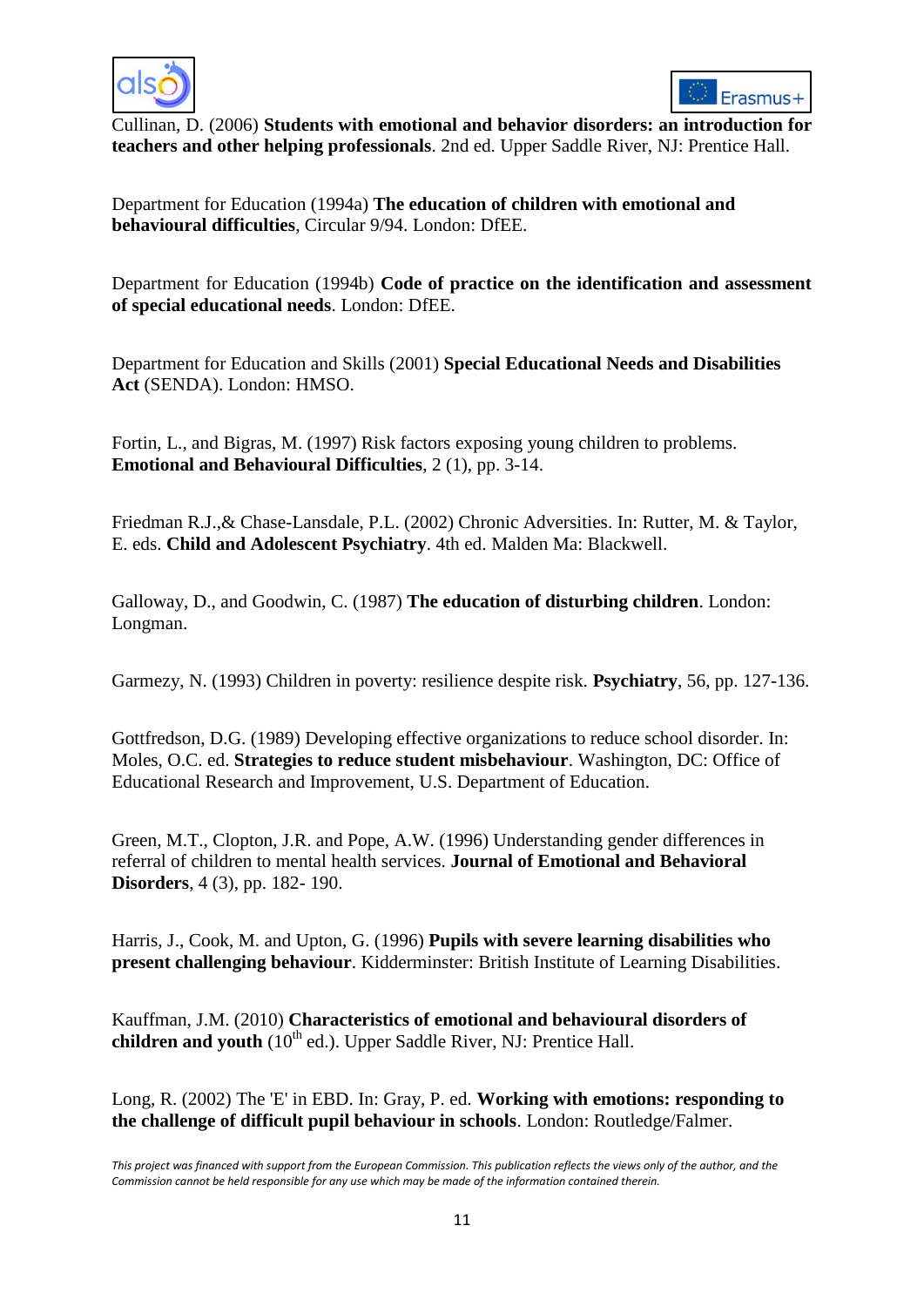Cullinan, D. (2006) **Students with emotional and behavior disorders: an introduction for teachers and other helping professionals**. 2nd ed. Upper Saddle River, NJ: Prentice Hall.

Department for Education (1994a) **The education of children with emotional and behavioural difficulties**, Circular 9/94. London: DfEE.

Department for Education (1994b) **Code of practice on the identification and assessment of special educational needs**. London: DfEE.

Department for Education and Skills (2001) **Special Educational Needs and Disabilities Act** (SENDA). London: HMSO.

Fortin, L., and Bigras, M. (1997) Risk factors exposing young children to problems. **Emotional and Behavioural Difficulties**, 2 (1), pp. 3-14.

Friedman R.J.,& Chase-Lansdale, P.L. (2002) Chronic Adversities. In: Rutter, M. & Taylor, E. eds. **Child and Adolescent Psychiatry**. 4th ed. Malden Ma: Blackwell.

Galloway, D., and Goodwin, C. (1987) **The education of disturbing children**. London: Longman.

Garmezy, N. (1993) Children in poverty: resilience despite risk. **Psychiatry**, 56, pp. 127-136.

Gottfredson, D.G. (1989) Developing effective organizations to reduce school disorder. In: Moles, O.C. ed. **Strategies to reduce student misbehaviour**. Washington, DC: Office of Educational Research and Improvement, U.S. Department of Education.

Green, M.T., Clopton, J.R. and Pope, A.W. (1996) Understanding gender differences in referral of children to mental health services. **Journal of Emotional and Behavioral Disorders**, 4 (3), pp. 182- 190.

Harris, J., Cook, M. and Upton, G. (1996) **Pupils with severe learning disabilities who present challenging behaviour**. Kidderminster: British Institute of Learning Disabilities.

Kauffman, J.M. (2010) **Characteristics of emotional and behavioural disorders of children and youth** (10th ed.). Upper Saddle River, NJ: Prentice Hall.

Long, R. (2002) The 'E' in EBD. In: Gray, P. ed. **Working with emotions: responding to the challenge of difficult pupil behaviour in schools**. London: Routledge/Falmer.

*This project was financed with support from the European Commission. This publication reflects the views only of the author, and the Commission cannot be held responsible for any use which may be made of the information contained therein.*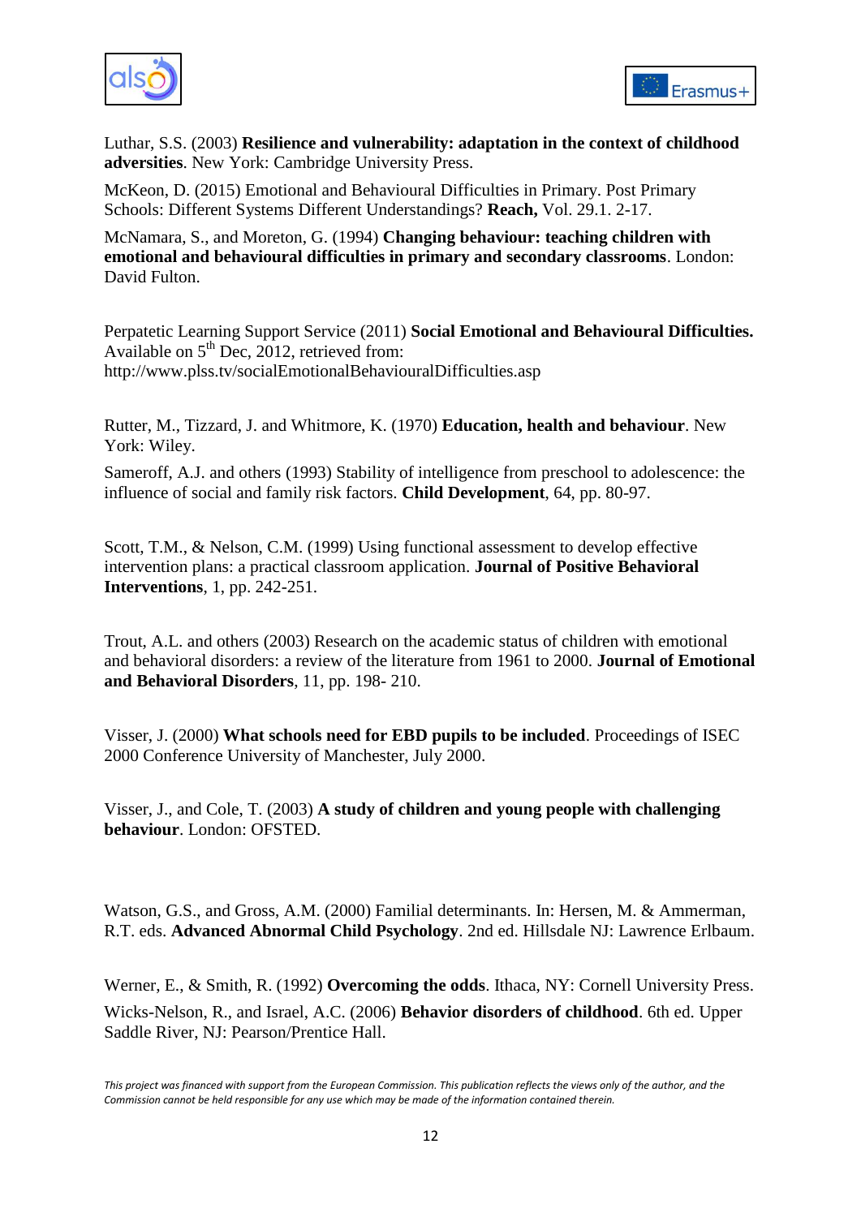Luthar, S.S. (2003) **Resilience and vulnerability: adaptation in the context of childhood adversities**. New York: Cambridge University Press.

McKeon, D. (2015) Emotional and Behavioural Difficulties in Primary. Post Primary Schools: Different Systems Different Understandings? **Reach,** Vol. 29.1. 2-17.

McNamara, S., and Moreton, G. (1994) **Changing behaviour: teaching children with emotional and behavioural difficulties in primary and secondary classrooms**. London: David Fulton.

Perpatetic Learning Support Service (2011) **Social Emotional and Behavioural Difficulties.** Available on 5th Dec, 2012, retrieved from: http://www.plss.tv/socialEmotionalBehaviouralDifficulties.asp

Rutter, M., Tizzard, J. and Whitmore, K. (1970) **Education, health and behaviour**. New York: Wiley.

Sameroff, A.J. and others (1993) Stability of intelligence from preschool to adolescence: the influence of social and family risk factors. **Child Development**, 64, pp. 80-97.

Scott, T.M., & Nelson, C.M. (1999) Using functional assessment to develop effective intervention plans: a practical classroom application. **Journal of Positive Behavioral Interventions**, 1, pp. 242-251.

Trout, A.L. and others (2003) Research on the academic status of children with emotional and behavioral disorders: a review of the literature from 1961 to 2000. **Journal of Emotional and Behavioral Disorders**, 11, pp. 198- 210.

Visser, J. (2000) **What schools need for EBD pupils to be included**. Proceedings of ISEC 2000 Conference University of Manchester, July 2000.

Visser, J., and Cole, T. (2003) **A study of children and young people with challenging behaviour**. London: OFSTED.

Watson, G.S., and Gross, A.M. (2000) Familial determinants. In: Hersen, M. & Ammerman, R.T. eds. **Advanced Abnormal Child Psychology**. 2nd ed. Hillsdale NJ: Lawrence Erlbaum.

Werner, E., & Smith, R. (1992) **Overcoming the odds**. Ithaca, NY: Cornell University Press.

Wicks-Nelson, R., and Israel, A.C. (2006) **Behavior disorders of childhood**. 6th ed. Upper Saddle River, NJ: Pearson/Prentice Hall.

*This project was financed with support from the European Commission. This publication reflects the views only of the author, and the Commission cannot be held responsible for any use which may be made of the information contained therein.*